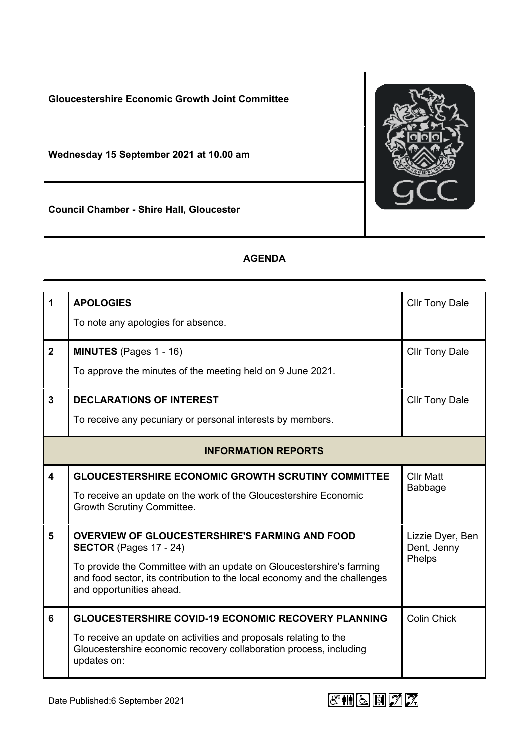**Gloucestershire Economic Growth Joint Committee**

**Wednesday 15 September 2021 at 10.00 am**

**Council Chamber - Shire Hall, Gloucester**

## AGENDA

| | | |
|---|---|---|
| **1** | **APOLOGIES**<br>To note any apologies for absence. | Cllr Tony Dale |
| **2** | **MINUTES** (Pages 1 - 16)<br>To approve the minutes of the meeting held on 9 June 2021. | Cllr Tony Dale |
| **3** | **DECLARATIONS OF INTEREST**<br>To receive any pecuniary or personal interests by members. | Cllr Tony Dale |
| | **INFORMATION REPORTS** | |
| **4** | **GLOUCESTERSHIRE ECONOMIC GROWTH SCRUTINY COMMITTEE**<br>To receive an update on the work of the Gloucestershire Economic Growth Scrutiny Committee. | Cllr Matt Babbage |
| **5** | **OVERVIEW OF GLOUCESTERSHIRE'S FARMING AND FOOD SECTOR** (Pages 17 - 24)<br>To provide the Committee with an update on Gloucestershire's farming and food sector, its contribution to the local economy and the challenges and opportunities ahead. | Lizzie Dyer, Ben Dent, Jenny Phelps |
| **6** | **GLOUCESTERSHIRE COVID-19 ECONOMIC RECOVERY PLANNING**<br>To receive an update on activities and proposals relating to the Gloucestershire economic recovery collaboration process, including updates on: | Colin Chick |

Date Published:6 September 2021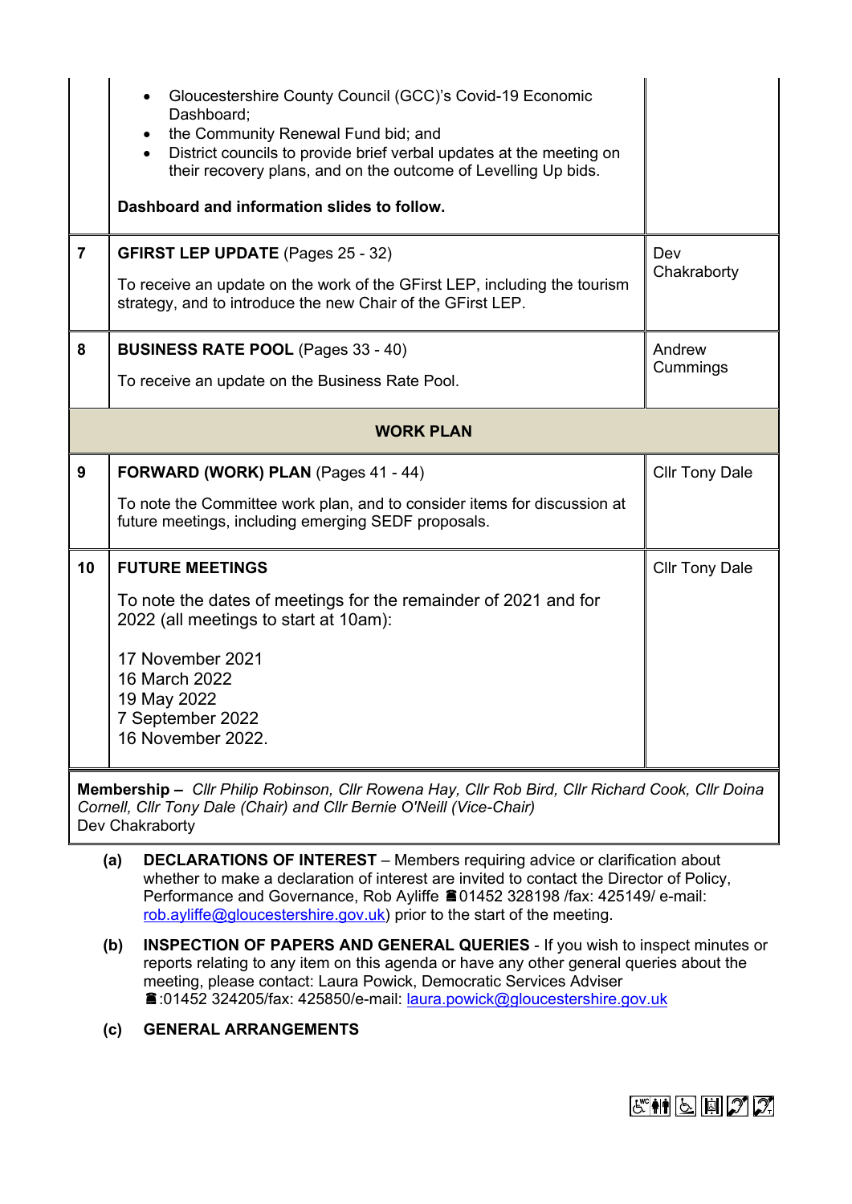| | | |
|---|---|---|
| | • Gloucestershire County Council (GCC)'s Covid-19 Economic Dashboard;<br>• the Community Renewal Fund bid; and<br>• District councils to provide brief verbal updates at the meeting on their recovery plans, and on the outcome of Levelling Up bids.<br><br>**Dashboard and information slides to follow.** | |
| **7** | **GFIRST LEP UPDATE** (Pages 25 - 32)<br><br>To receive an update on the work of the GFirst LEP, including the tourism strategy, and to introduce the new Chair of the GFirst LEP. | Dev Chakraborty |
| **8** | **BUSINESS RATE POOL** (Pages 33 - 40)<br><br>To receive an update on the Business Rate Pool. | Andrew Cummings |
| | **WORK PLAN** | |
| **9** | **FORWARD (WORK) PLAN** (Pages 41 - 44)<br><br>To note the Committee work plan, and to consider items for discussion at future meetings, including emerging SEDF proposals. | Cllr Tony Dale |
| **10** | **FUTURE MEETINGS**<br><br>To note the dates of meetings for the remainder of 2021 and for 2022 (all meetings to start at 10am):<br><br>17 November 2021<br>16 March 2022<br>19 May 2022<br>7 September 2022<br>16 November 2022. | Cllr Tony Dale |

**Membership –** *Cllr Philip Robinson, Cllr Rowena Hay, Cllr Rob Bird, Cllr Richard Cook, Cllr Doina Cornell, Cllr Tony Dale (Chair) and Cllr Bernie O'Neill (Vice-Chair)*
Dev Chakraborty

**(a) DECLARATIONS OF INTEREST** – Members requiring advice or clarification about whether to make a declaration of interest are invited to contact the Director of Policy, Performance and Governance, Rob Ayliffe ☎01452 328198 /fax: 425149/ e-mail: rob.ayliffe@gloucestershire.gov.uk) prior to the start of the meeting.

**(b) INSPECTION OF PAPERS AND GENERAL QUERIES** - If you wish to inspect minutes or reports relating to any item on this agenda or have any other general queries about the meeting, please contact: Laura Powick, Democratic Services Adviser ☎:01452 324205/fax: 425850/e-mail: laura.powick@gloucestershire.gov.uk

**(c) GENERAL ARRANGEMENTS**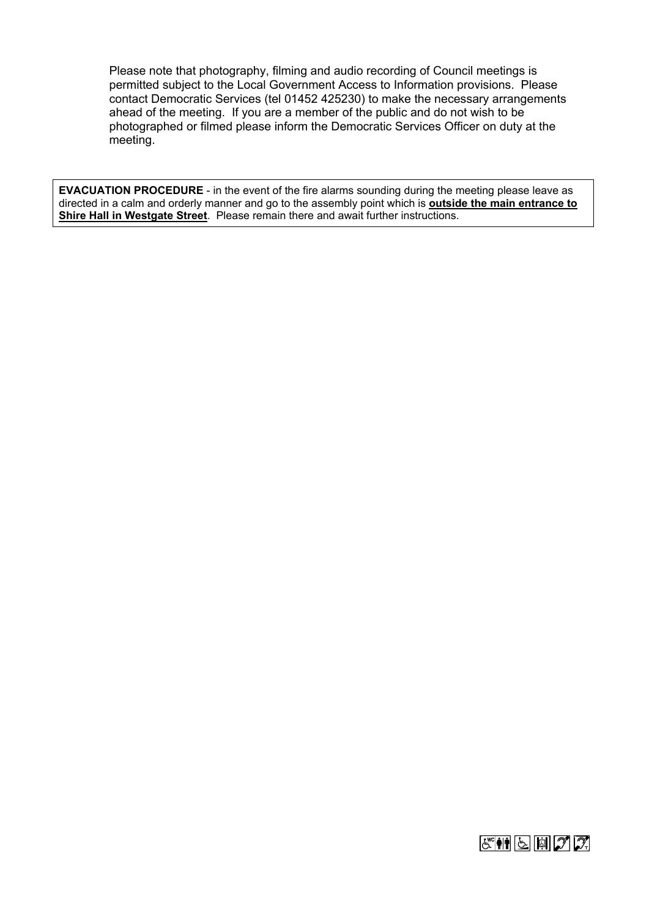Please note that photography, filming and audio recording of Council meetings is permitted subject to the Local Government Access to Information provisions. Please contact Democratic Services (tel 01452 425230) to make the necessary arrangements ahead of the meeting. If you are a member of the public and do not wish to be photographed or filmed please inform the Democratic Services Officer on duty at the meeting.

**EVACUATION PROCEDURE** - in the event of the fire alarms sounding during the meeting please leave as directed in a calm and orderly manner and go to the assembly point which is **outside the main entrance to Shire Hall in Westgate Street**. Please remain there and await further instructions.